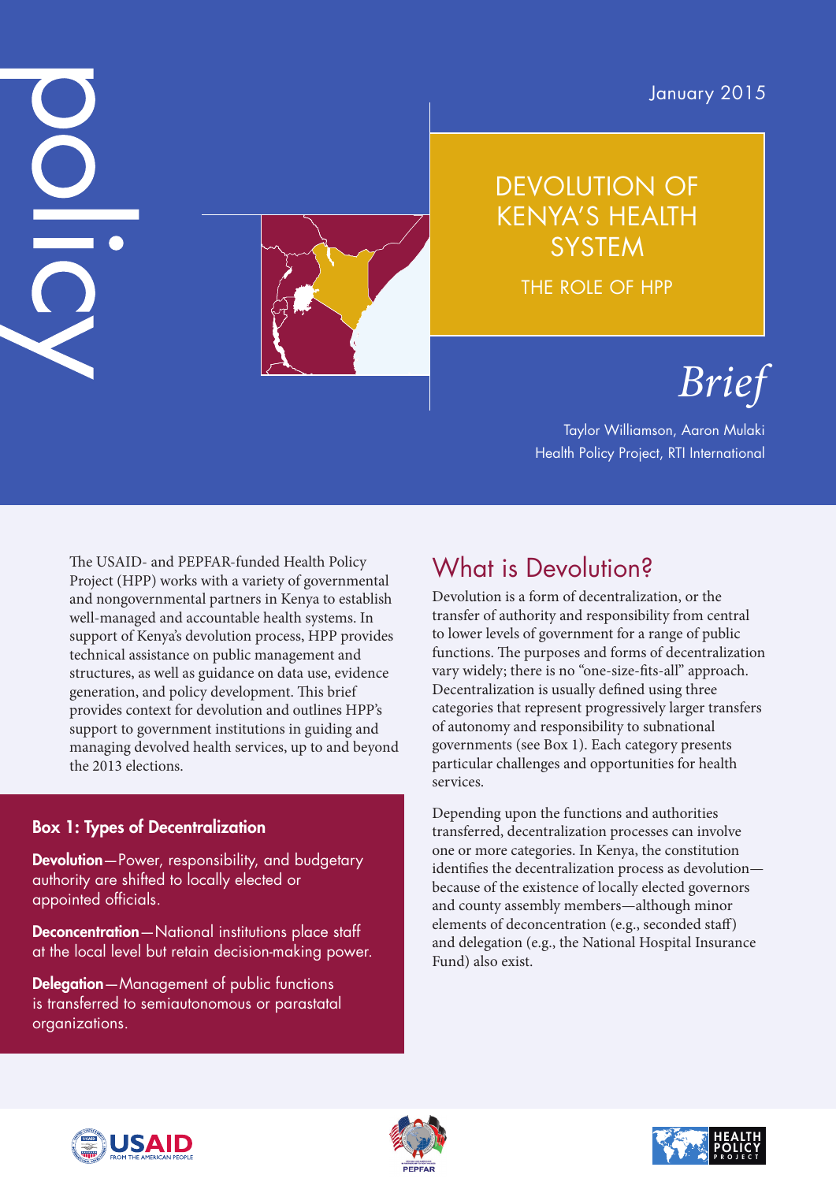policy

January 2015

# DEVOLUTION OF KENYA'S HEALTH SYSTEM

## THE ROLE OF HPP

*Brief*

Taylor Williamson, Aaron Mulaki
Health Policy Project, RTI International

The USAID- and PEPFAR-funded Health Policy Project (HPP) works with a variety of governmental and nongovernmental partners in Kenya to establish well-managed and accountable health systems. In support of Kenya's devolution process, HPP provides technical assistance on public management and structures, as well as guidance on data use, evidence generation, and policy development. This brief provides context for devolution and outlines HPP's support to government institutions in guiding and managing devolved health services, up to and beyond the 2013 elections.

### Box 1: Types of Decentralization

**Devolution**—Power, responsibility, and budgetary authority are shifted to locally elected or appointed officials.

**Deconcentration**—National institutions place staff at the local level but retain decision-making power.

**Delegation**—Management of public functions is transferred to semiautonomous or parastatal organizations.

## What is Devolution?

Devolution is a form of decentralization, or the transfer of authority and responsibility from central to lower levels of government for a range of public functions. The purposes and forms of decentralization vary widely; there is no "one-size-fits-all" approach. Decentralization is usually defined using three categories that represent progressively larger transfers of autonomy and responsibility to subnational governments (see Box 1). Each category presents particular challenges and opportunities for health services.

Depending upon the functions and authorities transferred, decentralization processes can involve one or more categories. In Kenya, the constitution identifies the decentralization process as devolution—because of the existence of locally elected governors and county assembly members—although minor elements of deconcentration (e.g., seconded staff) and delegation (e.g., the National Hospital Insurance Fund) also exist.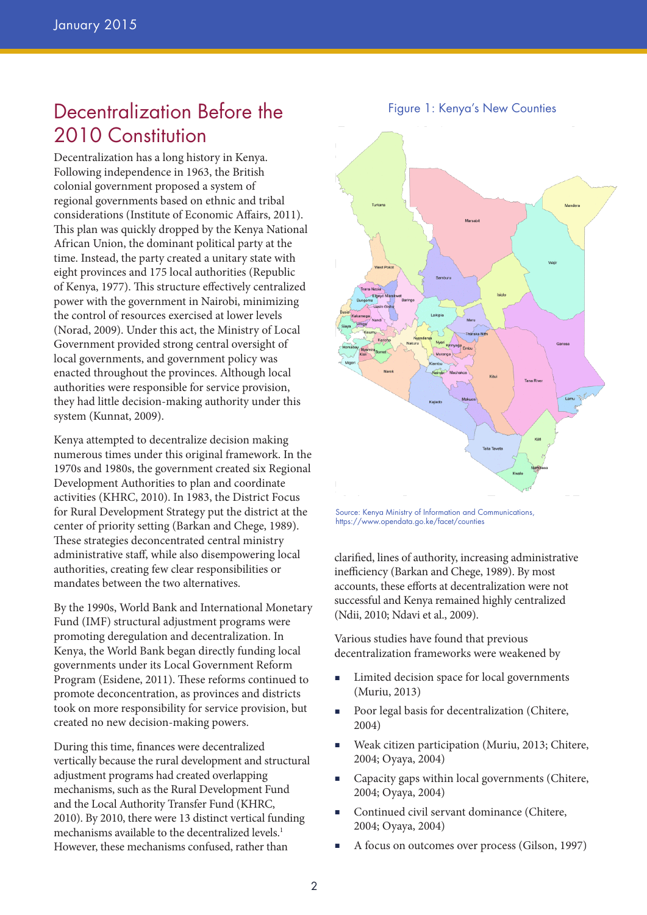## Decentralization Before the 2010 Constitution

Decentralization has a long history in Kenya. Following independence in 1963, the British colonial government proposed a system of regional governments based on ethnic and tribal considerations (Institute of Economic Affairs, 2011). This plan was quickly dropped by the Kenya National African Union, the dominant political party at the time. Instead, the party created a unitary state with eight provinces and 175 local authorities (Republic of Kenya, 1977). This structure effectively centralized power with the government in Nairobi, minimizing the control of resources exercised at lower levels (Norad, 2009). Under this act, the Ministry of Local Government provided strong central oversight of local governments, and government policy was enacted throughout the provinces. Although local authorities were responsible for service provision, they had little decision-making authority under this system (Kunnat, 2009).

Kenya attempted to decentralize decision making numerous times under this original framework. In the 1970s and 1980s, the government created six Regional Development Authorities to plan and coordinate activities (KHRC, 2010). In 1983, the District Focus for Rural Development Strategy put the district at the center of priority setting (Barkan and Chege, 1989). These strategies deconcentrated central ministry administrative staff, while also disempowering local authorities, creating few clear responsibilities or mandates between the two alternatives.

By the 1990s, World Bank and International Monetary Fund (IMF) structural adjustment programs were promoting deregulation and decentralization. In Kenya, the World Bank began directly funding local governments under its Local Government Reform Program (Esidene, 2011). These reforms continued to promote deconcentration, as provinces and districts took on more responsibility for service provision, but created no new decision-making powers.

During this time, finances were decentralized vertically because the rural development and structural adjustment programs had created overlapping mechanisms, such as the Rural Development Fund and the Local Authority Transfer Fund (KHRC, 2010). By 2010, there were 13 distinct vertical funding mechanisms available to the decentralized levels.[1] However, these mechanisms confused, rather than clarified, lines of authority, increasing administrative inefficiency (Barkan and Chege, 1989). By most accounts, these efforts at decentralization were not successful and Kenya remained highly centralized (Ndii, 2010; Ndavi et al., 2009).

Figure 1: Kenya's New Counties

Source: Kenya Ministry of Information and Communications, https://www.opendata.go.ke/facet/counties

Various studies have found that previous decentralization frameworks were weakened by

- Limited decision space for local governments (Muriu, 2013)
- Poor legal basis for decentralization (Chitere, 2004)
- Weak citizen participation (Muriu, 2013; Chitere, 2004; Oyaya, 2004)
- Capacity gaps within local governments (Chitere, 2004; Oyaya, 2004)
- Continued civil servant dominance (Chitere, 2004; Oyaya, 2004)
- A focus on outcomes over process (Gilson, 1997)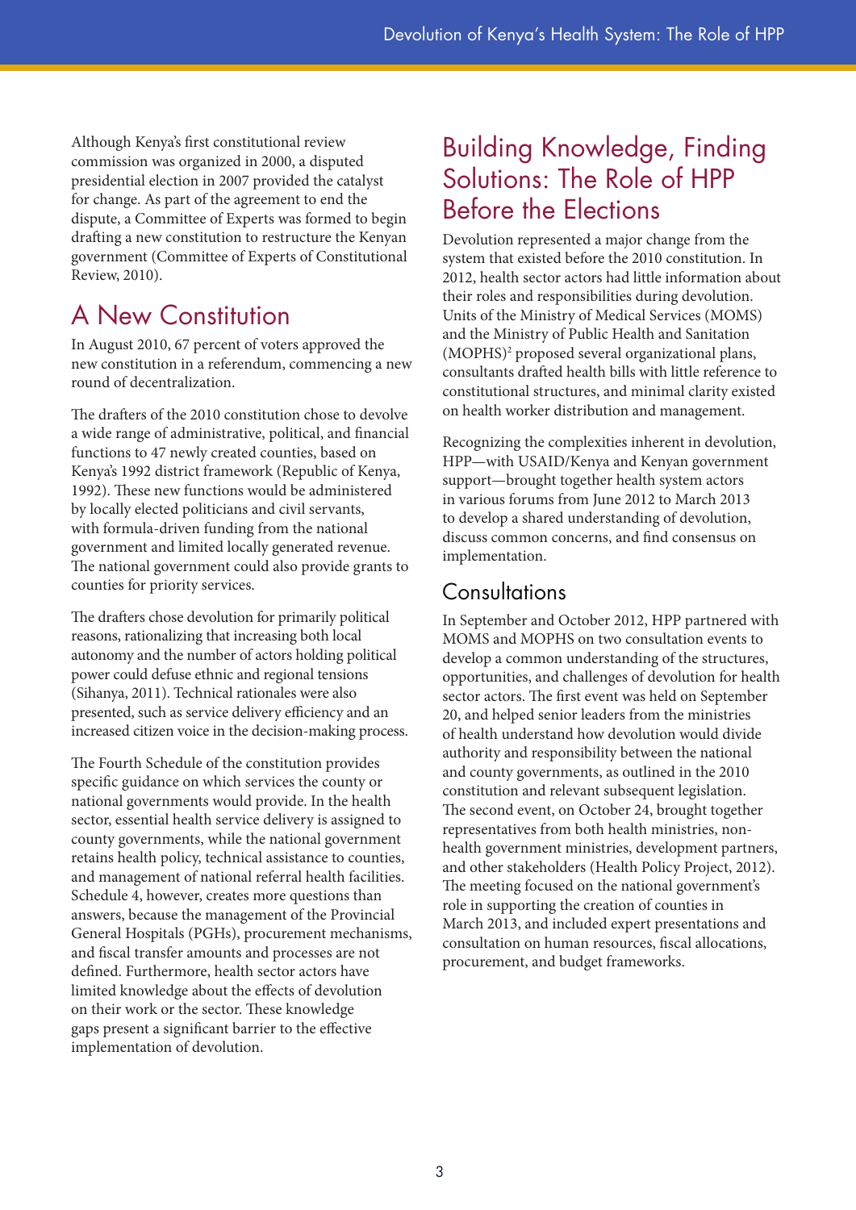Although Kenya's first constitutional review commission was organized in 2000, a disputed presidential election in 2007 provided the catalyst for change. As part of the agreement to end the dispute, a Committee of Experts was formed to begin drafting a new constitution to restructure the Kenyan government (Committee of Experts of Constitutional Review, 2010).

## A New Constitution

In August 2010, 67 percent of voters approved the new constitution in a referendum, commencing a new round of decentralization.

The drafters of the 2010 constitution chose to devolve a wide range of administrative, political, and financial functions to 47 newly created counties, based on Kenya's 1992 district framework (Republic of Kenya, 1992). These new functions would be administered by locally elected politicians and civil servants, with formula-driven funding from the national government and limited locally generated revenue. The national government could also provide grants to counties for priority services.

The drafters chose devolution for primarily political reasons, rationalizing that increasing both local autonomy and the number of actors holding political power could defuse ethnic and regional tensions (Sihanya, 2011). Technical rationales were also presented, such as service delivery efficiency and an increased citizen voice in the decision-making process.

The Fourth Schedule of the constitution provides specific guidance on which services the county or national governments would provide. In the health sector, essential health service delivery is assigned to county governments, while the national government retains health policy, technical assistance to counties, and management of national referral health facilities. Schedule 4, however, creates more questions than answers, because the management of the Provincial General Hospitals (PGHs), procurement mechanisms, and fiscal transfer amounts and processes are not defined. Furthermore, health sector actors have limited knowledge about the effects of devolution on their work or the sector. These knowledge gaps present a significant barrier to the effective implementation of devolution.

## Building Knowledge, Finding Solutions: The Role of HPP Before the Elections

Devolution represented a major change from the system that existed before the 2010 constitution. In 2012, health sector actors had little information about their roles and responsibilities during devolution. Units of the Ministry of Medical Services (MOMS) and the Ministry of Public Health and Sanitation (MOPHS)[2] proposed several organizational plans, consultants drafted health bills with little reference to constitutional structures, and minimal clarity existed on health worker distribution and management.

Recognizing the complexities inherent in devolution, HPP—with USAID/Kenya and Kenyan government support—brought together health system actors in various forums from June 2012 to March 2013 to develop a shared understanding of devolution, discuss common concerns, and find consensus on implementation.

### Consultations

In September and October 2012, HPP partnered with MOMS and MOPHS on two consultation events to develop a common understanding of the structures, opportunities, and challenges of devolution for health sector actors. The first event was held on September 20, and helped senior leaders from the ministries of health understand how devolution would divide authority and responsibility between the national and county governments, as outlined in the 2010 constitution and relevant subsequent legislation. The second event, on October 24, brought together representatives from both health ministries, non-health government ministries, development partners, and other stakeholders (Health Policy Project, 2012). The meeting focused on the national government's role in supporting the creation of counties in March 2013, and included expert presentations and consultation on human resources, fiscal allocations, procurement, and budget frameworks.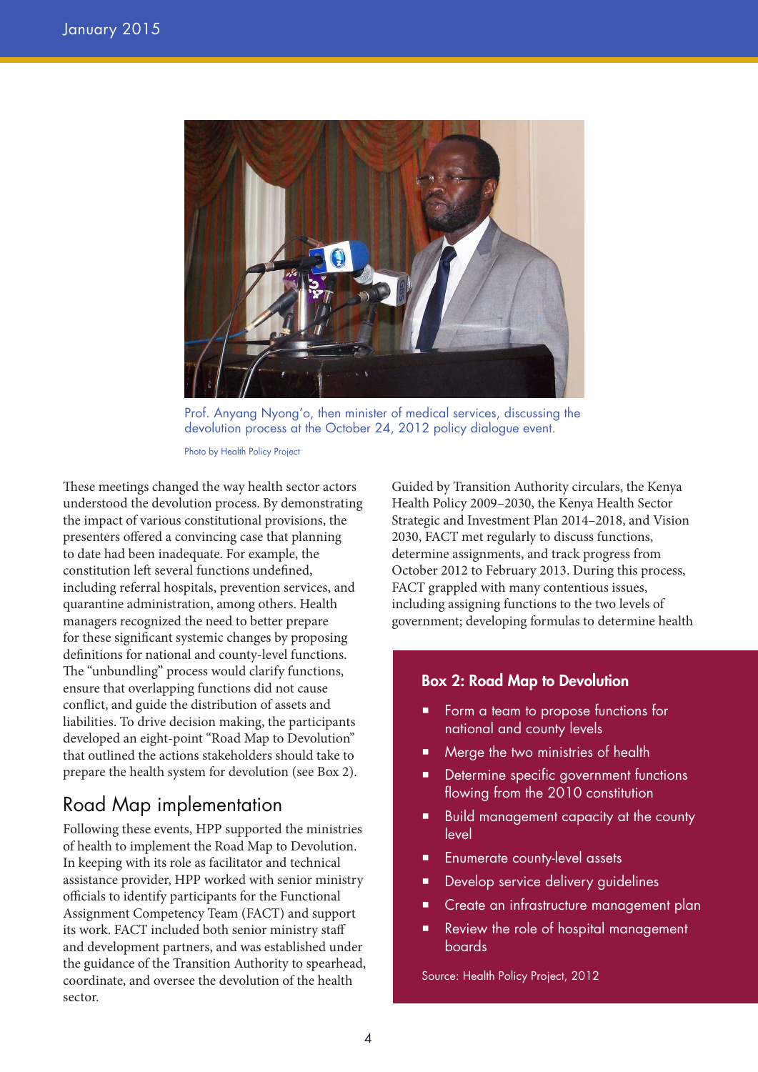Prof. Anyang Nyong'o, then minister of medical services, discussing the devolution process at the October 24, 2012 policy dialogue event.

Photo by Health Policy Project

These meetings changed the way health sector actors understood the devolution process. By demonstrating the impact of various constitutional provisions, the presenters offered a convincing case that planning to date had been inadequate. For example, the constitution left several functions undefined, including referral hospitals, prevention services, and quarantine administration, among others. Health managers recognized the need to better prepare for these significant systemic changes by proposing definitions for national and county-level functions. The "unbundling" process would clarify functions, ensure that overlapping functions did not cause conflict, and guide the distribution of assets and liabilities. To drive decision making, the participants developed an eight-point "Road Map to Devolution" that outlined the actions stakeholders should take to prepare the health system for devolution (see Box 2).

## Road Map implementation

Following these events, HPP supported the ministries of health to implement the Road Map to Devolution. In keeping with its role as facilitator and technical assistance provider, HPP worked with senior ministry officials to identify participants for the Functional Assignment Competency Team (FACT) and support its work. FACT included both senior ministry staff and development partners, and was established under the guidance of the Transition Authority to spearhead, coordinate, and oversee the devolution of the health sector.

Guided by Transition Authority circulars, the Kenya Health Policy 2009–2030, the Kenya Health Sector Strategic and Investment Plan 2014–2018, and Vision 2030, FACT met regularly to discuss functions, determine assignments, and track progress from October 2012 to February 2013. During this process, FACT grappled with many contentious issues, including assigning functions to the two levels of government; developing formulas to determine health

### Box 2: Road Map to Devolution

- Form a team to propose functions for national and county levels
- Merge the two ministries of health
- Determine specific government functions flowing from the 2010 constitution
- Build management capacity at the county level
- Enumerate county-level assets
- Develop service delivery guidelines
- Create an infrastructure management plan
- Review the role of hospital management boards

Source: Health Policy Project, 2012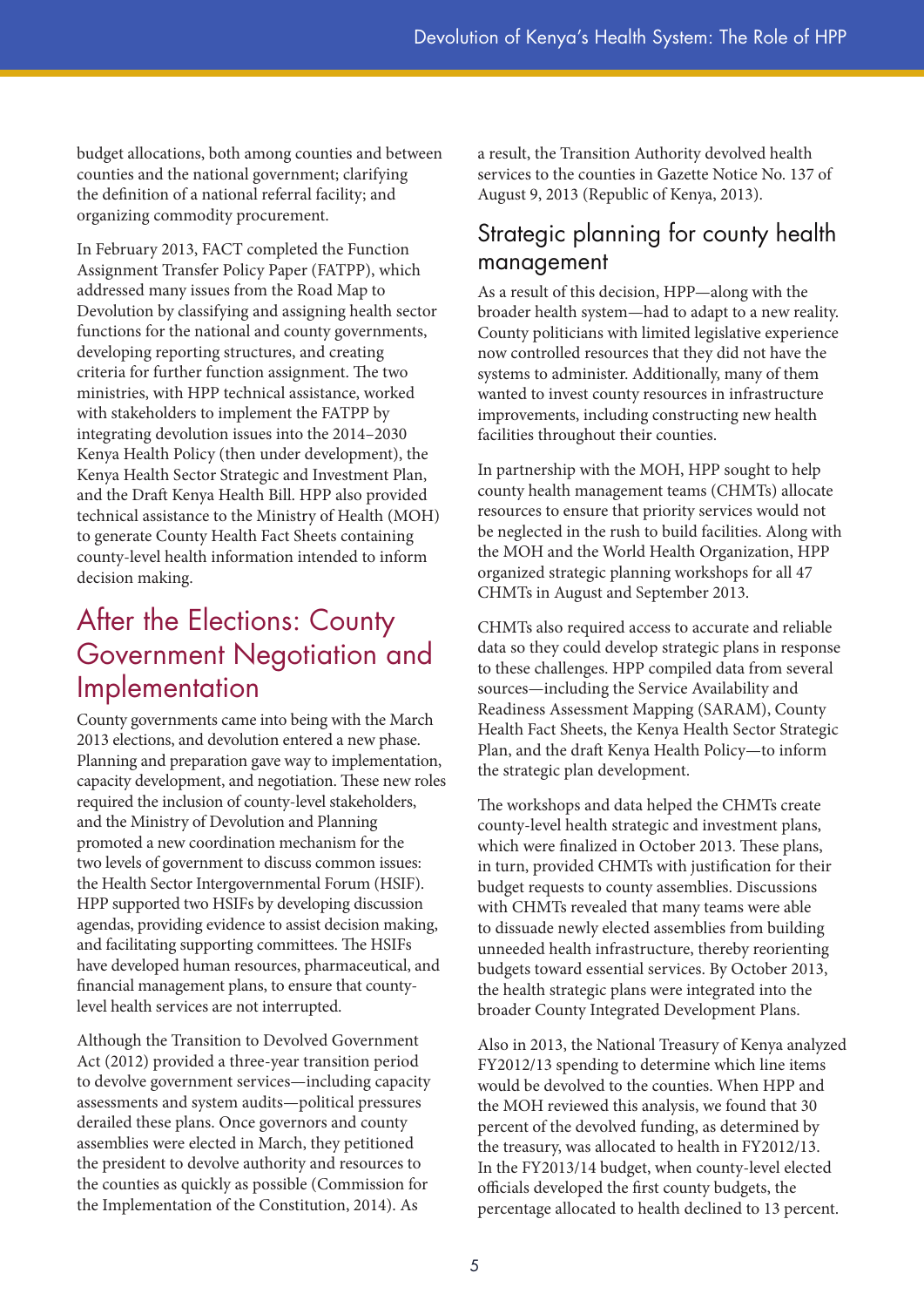budget allocations, both among counties and between counties and the national government; clarifying the definition of a national referral facility; and organizing commodity procurement.

In February 2013, FACT completed the Function Assignment Transfer Policy Paper (FATPP), which addressed many issues from the Road Map to Devolution by classifying and assigning health sector functions for the national and county governments, developing reporting structures, and creating criteria for further function assignment. The two ministries, with HPP technical assistance, worked with stakeholders to implement the FATPP by integrating devolution issues into the 2014–2030 Kenya Health Policy (then under development), the Kenya Health Sector Strategic and Investment Plan, and the Draft Kenya Health Bill. HPP also provided technical assistance to the Ministry of Health (MOH) to generate County Health Fact Sheets containing county-level health information intended to inform decision making.

## After the Elections: County Government Negotiation and Implementation

County governments came into being with the March 2013 elections, and devolution entered a new phase. Planning and preparation gave way to implementation, capacity development, and negotiation. These new roles required the inclusion of county-level stakeholders, and the Ministry of Devolution and Planning promoted a new coordination mechanism for the two levels of government to discuss common issues: the Health Sector Intergovernmental Forum (HSIF). HPP supported two HSIFs by developing discussion agendas, providing evidence to assist decision making, and facilitating supporting committees. The HSIFs have developed human resources, pharmaceutical, and financial management plans, to ensure that county-level health services are not interrupted.

Although the Transition to Devolved Government Act (2012) provided a three-year transition period to devolve government services—including capacity assessments and system audits—political pressures derailed these plans. Once governors and county assemblies were elected in March, they petitioned the president to devolve authority and resources to the counties as quickly as possible (Commission for the Implementation of the Constitution, 2014). As a result, the Transition Authority devolved health services to the counties in Gazette Notice No. 137 of August 9, 2013 (Republic of Kenya, 2013).

### Strategic planning for county health management

As a result of this decision, HPP—along with the broader health system—had to adapt to a new reality. County politicians with limited legislative experience now controlled resources that they did not have the systems to administer. Additionally, many of them wanted to invest county resources in infrastructure improvements, including constructing new health facilities throughout their counties.

In partnership with the MOH, HPP sought to help county health management teams (CHMTs) allocate resources to ensure that priority services would not be neglected in the rush to build facilities. Along with the MOH and the World Health Organization, HPP organized strategic planning workshops for all 47 CHMTs in August and September 2013.

CHMTs also required access to accurate and reliable data so they could develop strategic plans in response to these challenges. HPP compiled data from several sources—including the Service Availability and Readiness Assessment Mapping (SARAM), County Health Fact Sheets, the Kenya Health Sector Strategic Plan, and the draft Kenya Health Policy—to inform the strategic plan development.

The workshops and data helped the CHMTs create county-level health strategic and investment plans, which were finalized in October 2013. These plans, in turn, provided CHMTs with justification for their budget requests to county assemblies. Discussions with CHMTs revealed that many teams were able to dissuade newly elected assemblies from building unneeded health infrastructure, thereby reorienting budgets toward essential services. By October 2013, the health strategic plans were integrated into the broader County Integrated Development Plans.

Also in 2013, the National Treasury of Kenya analyzed FY2012/13 spending to determine which line items would be devolved to the counties. When HPP and the MOH reviewed this analysis, we found that 30 percent of the devolved funding, as determined by the treasury, was allocated to health in FY2012/13. In the FY2013/14 budget, when county-level elected officials developed the first county budgets, the percentage allocated to health declined to 13 percent.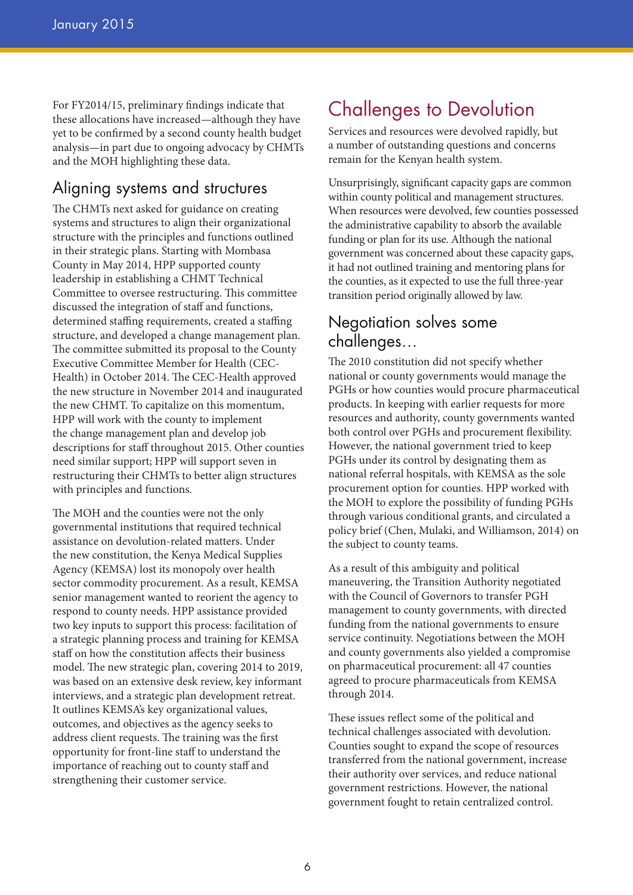For FY2014/15, preliminary findings indicate that these allocations have increased—although they have yet to be confirmed by a second county health budget analysis—in part due to ongoing advocacy by CHMTs and the MOH highlighting these data.

### Aligning systems and structures

The CHMTs next asked for guidance on creating systems and structures to align their organizational structure with the principles and functions outlined in their strategic plans. Starting with Mombasa County in May 2014, HPP supported county leadership in establishing a CHMT Technical Committee to oversee restructuring. This committee discussed the integration of staff and functions, determined staffing requirements, created a staffing structure, and developed a change management plan. The committee submitted its proposal to the County Executive Committee Member for Health (CEC-Health) in October 2014. The CEC-Health approved the new structure in November 2014 and inaugurated the new CHMT. To capitalize on this momentum, HPP will work with the county to implement the change management plan and develop job descriptions for staff throughout 2015. Other counties need similar support; HPP will support seven in restructuring their CHMTs to better align structures with principles and functions.

The MOH and the counties were not the only governmental institutions that required technical assistance on devolution-related matters. Under the new constitution, the Kenya Medical Supplies Agency (KEMSA) lost its monopoly over health sector commodity procurement. As a result, KEMSA senior management wanted to reorient the agency to respond to county needs. HPP assistance provided two key inputs to support this process: facilitation of a strategic planning process and training for KEMSA staff on how the constitution affects their business model. The new strategic plan, covering 2014 to 2019, was based on an extensive desk review, key informant interviews, and a strategic plan development retreat. It outlines KEMSA's key organizational values, outcomes, and objectives as the agency seeks to address client requests. The training was the first opportunity for front-line staff to understand the importance of reaching out to county staff and strengthening their customer service.

## Challenges to Devolution

Services and resources were devolved rapidly, but a number of outstanding questions and concerns remain for the Kenyan health system.

Unsurprisingly, significant capacity gaps are common within county political and management structures. When resources were devolved, few counties possessed the administrative capability to absorb the available funding or plan for its use. Although the national government was concerned about these capacity gaps, it had not outlined training and mentoring plans for the counties, as it expected to use the full three-year transition period originally allowed by law.

### Negotiation solves some challenges…

The 2010 constitution did not specify whether national or county governments would manage the PGHs or how counties would procure pharmaceutical products. In keeping with earlier requests for more resources and authority, county governments wanted both control over PGHs and procurement flexibility. However, the national government tried to keep PGHs under its control by designating them as national referral hospitals, with KEMSA as the sole procurement option for counties. HPP worked with the MOH to explore the possibility of funding PGHs through various conditional grants, and circulated a policy brief (Chen, Mulaki, and Williamson, 2014) on the subject to county teams.

As a result of this ambiguity and political maneuvering, the Transition Authority negotiated with the Council of Governors to transfer PGH management to county governments, with directed funding from the national governments to ensure service continuity. Negotiations between the MOH and county governments also yielded a compromise on pharmaceutical procurement: all 47 counties agreed to procure pharmaceuticals from KEMSA through 2014.

These issues reflect some of the political and technical challenges associated with devolution. Counties sought to expand the scope of resources transferred from the national government, increase their authority over services, and reduce national government restrictions. However, the national government fought to retain centralized control.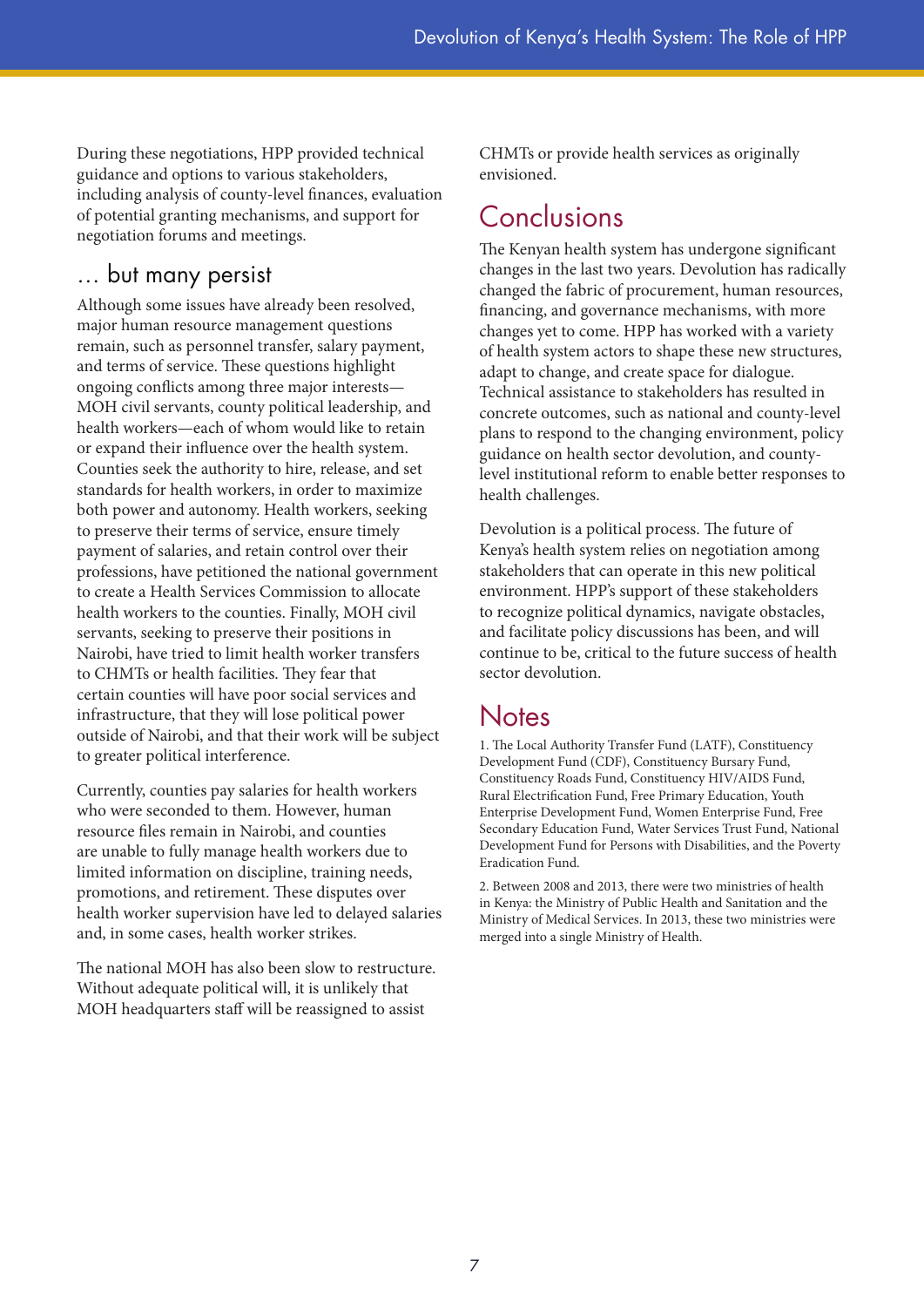During these negotiations, HPP provided technical guidance and options to various stakeholders, including analysis of county-level finances, evaluation of potential granting mechanisms, and support for negotiation forums and meetings.

## … but many persist

Although some issues have already been resolved, major human resource management questions remain, such as personnel transfer, salary payment, and terms of service. These questions highlight ongoing conflicts among three major interests—MOH civil servants, county political leadership, and health workers—each of whom would like to retain or expand their influence over the health system. Counties seek the authority to hire, release, and set standards for health workers, in order to maximize both power and autonomy. Health workers, seeking to preserve their terms of service, ensure timely payment of salaries, and retain control over their professions, have petitioned the national government to create a Health Services Commission to allocate health workers to the counties. Finally, MOH civil servants, seeking to preserve their positions in Nairobi, have tried to limit health worker transfers to CHMTs or health facilities. They fear that certain counties will have poor social services and infrastructure, that they will lose political power outside of Nairobi, and that their work will be subject to greater political interference.

Currently, counties pay salaries for health workers who were seconded to them. However, human resource files remain in Nairobi, and counties are unable to fully manage health workers due to limited information on discipline, training needs, promotions, and retirement. These disputes over health worker supervision have led to delayed salaries and, in some cases, health worker strikes.

The national MOH has also been slow to restructure. Without adequate political will, it is unlikely that MOH headquarters staff will be reassigned to assist CHMTs or provide health services as originally envisioned.

## Conclusions

The Kenyan health system has undergone significant changes in the last two years. Devolution has radically changed the fabric of procurement, human resources, financing, and governance mechanisms, with more changes yet to come. HPP has worked with a variety of health system actors to shape these new structures, adapt to change, and create space for dialogue. Technical assistance to stakeholders has resulted in concrete outcomes, such as national and county-level plans to respond to the changing environment, policy guidance on health sector devolution, and county-level institutional reform to enable better responses to health challenges.

Devolution is a political process. The future of Kenya's health system relies on negotiation among stakeholders that can operate in this new political environment. HPP's support of these stakeholders to recognize political dynamics, navigate obstacles, and facilitate policy discussions has been, and will continue to be, critical to the future success of health sector devolution.

## Notes

1. The Local Authority Transfer Fund (LATF), Constituency Development Fund (CDF), Constituency Bursary Fund, Constituency Roads Fund, Constituency HIV/AIDS Fund, Rural Electrification Fund, Free Primary Education, Youth Enterprise Development Fund, Women Enterprise Fund, Free Secondary Education Fund, Water Services Trust Fund, National Development Fund for Persons with Disabilities, and the Poverty Eradication Fund.

2. Between 2008 and 2013, there were two ministries of health in Kenya: the Ministry of Public Health and Sanitation and the Ministry of Medical Services. In 2013, these two ministries were merged into a single Ministry of Health.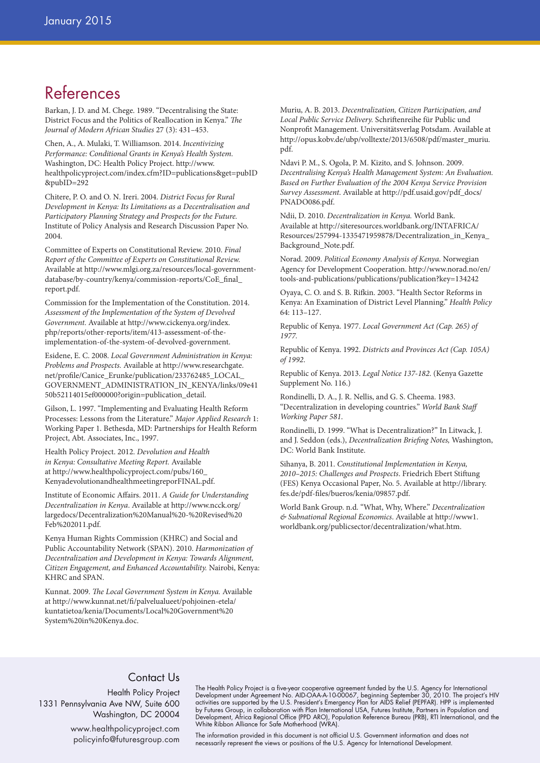# References

Barkan, J. D. and M. Chege. 1989. "Decentralising the State: District Focus and the Politics of Reallocation in Kenya." *The Journal of Modern African Studies* 27 (3): 431–453.

Chen, A., A. Mulaki, T. Williamson. 2014. *Incentivizing Performance: Conditional Grants in Kenya's Health System.* Washington, DC: Health Policy Project. http://www.healthpolicyproject.com/index.cfm?ID=publications&get=pubID&pubID=292

Chitere, P. O. and O. N. Ireri. 2004. *District Focus for Rural Development in Kenya: Its Limitations as a Decentralisation and Participatory Planning Strategy and Prospects for the Future.* Institute of Policy Analysis and Research Discussion Paper No. 2004.

Committee of Experts on Constitutional Review. 2010. *Final Report of the Committee of Experts on Constitutional Review.* Available at http://www.mlgi.org.za/resources/local-government-database/by-country/kenya/commission-reports/CoE_final_report.pdf.

Commission for the Implementation of the Constitution. 2014. *Assessment of the Implementation of the System of Devolved Government.* Available at http://www.cickenya.org/index.php/reports/other-reports/item/413-assessment-of-the-implementation-of-the-system-of-devolved-government.

Esidene, E. C. 2008. *Local Government Administration in Kenya: Problems and Prospects.* Available at http://www.researchgate.net/profile/Canice_Erunke/publication/233762485_LOCAL_GOVERNMENT_ADMINISTRATION_IN_KENYA/links/09e4150b52114015ef000000?origin=publication_detail.

Gilson, L. 1997. "Implementing and Evaluating Health Reform Processes: Lessons from the Literature." *Major Applied Research* 1: Working Paper 1. Bethesda, MD: Partnerships for Health Reform Project, Abt. Associates, Inc., 1997.

Health Policy Project. 2012. *Devolution and Health in Kenya: Consultative Meeting Report.* Available at http://www.healthpolicyproject.com/pubs/160_KenyadevolutionandhealthmeetingreporFINAL.pdf.

Institute of Economic Affairs. 2011. *A Guide for Understanding Decentralization in Kenya*. Available at http://www.ncck.org/largedocs/Decentralization%20Manual%20-%20Revised%20Feb%202011.pdf.

Kenya Human Rights Commission (KHRC) and Social and Public Accountability Network (SPAN). 2010. *Harmonization of Decentralization and Development in Kenya: Towards Alignment, Citizen Engagement, and Enhanced Accountability.* Nairobi, Kenya: KHRC and SPAN.

Kunnat. 2009. *The Local Government System in Kenya.* Available at http://www.kunnat.net/fi/palvelualueet/pohjoinen-etela/kuntatietoa/kenia/Documents/Local%20Government%20System%20in%20Kenya.doc.

Muriu, A. B. 2013. *Decentralization, Citizen Participation, and Local Public Service Delivery.* Schriftenreihe für Public und Nonprofit Management. Universitätsverlag Potsdam. Available at http://opus.kobv.de/ubp/volltexte/2013/6508/pdf/master_muriu.pdf.

Ndavi P. M., S. Ogola, P. M. Kizito, and S. Johnson. 2009. *Decentralising Kenya's Health Management System: An Evaluation. Based on Further Evaluation of the 2004 Kenya Service Provision Survey Assessment.* Available at http://pdf.usaid.gov/pdf_docs/PNADO086.pdf.

Ndii, D. 2010. *Decentralization in Kenya.* World Bank. Available at http://siteresources.worldbank.org/INTAFRICA/Resources/257994-1335471959878/Decentralization_in_Kenya_Background_Note.pdf.

Norad. 2009. *Political Economy Analysis of Kenya*. Norwegian Agency for Development Cooperation. http://www.norad.no/en/tools-and-publications/publications/publication?key=134242

Oyaya, C. O. and S. B. Rifkin. 2003. "Health Sector Reforms in Kenya: An Examination of District Level Planning." *Health Policy* 64: 113–127.

Republic of Kenya. 1977. *Local Government Act (Cap. 265) of 1977.*

Republic of Kenya. 1992. *Districts and Provinces Act (Cap. 105A) of 1992.*

Republic of Kenya. 2013. *Legal Notice 137-182.* (Kenya Gazette Supplement No. 116.)

Rondinelli, D. A., J. R. Nellis, and G. S. Cheema. 1983. "Decentralization in developing countries." *World Bank Staff Working Paper 581.*

Rondinelli, D. 1999. "What is Decentralization?" In Litwack, J. and J. Seddon (eds.), *Decentralization Briefing Notes,* Washington, DC: World Bank Institute.

Sihanya, B. 2011. *Constitutional Implementation in Kenya, 2010–2015: Challenges and Prospects*. Friedrich Ebert Stiftung (FES) Kenya Occasional Paper, No. 5. Available at http://library.fes.de/pdf-files/bueros/kenia/09857.pdf.

World Bank Group. n.d. "What, Why, Where." *Decentralization & Subnational Regional Economics*. Available at http://www1.worldbank.org/publicsector/decentralization/what.htm.

## Contact Us

Health Policy Project
1331 Pennsylvania Ave NW, Suite 600
Washington, DC 20004

www.healthpolicyproject.com
policyinfo@futuresgroup.com

The Health Policy Project is a five-year cooperative agreement funded by the U.S. Agency for International Development under Agreement No. AID-OAA-A-10-00067, beginning September 30, 2010. The project's HIV activities are supported by the U.S. President's Emergency Plan for AIDS Relief (PEPFAR). HPP is implemented by Futures Group, in collaboration with Plan International USA, Futures Institute, Partners in Population and Development, Africa Regional Office (PPD ARO), Population Reference Bureau (PRB), RTI International, and the White Ribbon Alliance for Safe Motherhood (WRA).

The information provided in this document is not official U.S. Government information and does not necessarily represent the views or positions of the U.S. Agency for International Development.